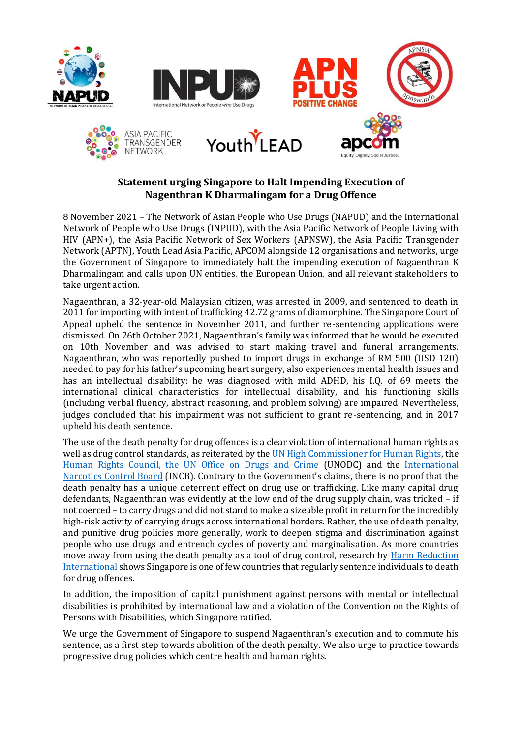# Statement urging Singapore to Halt Impending Execution of Nagenthran K Dharmalingam for a Drug Offence

8 November 2021 – The Network of Asian People who Use Drugs (NAPUD) and the International Network of People who Use Drugs (INPUD), with the Asia Pacific Network of People Living with HIV (APN+), the Asia Pacific Network of Sex Workers (APNSW), the Asia Pacific Transgender Network (APTN), Youth Lead Asia Pacific, APCOM alongside 12 organisations and networks, urge the Government of Singapore to immediately halt the impending execution of Nagaenthran K Dharmalingam and calls upon UN entities, the European Union, and all relevant stakeholders to take urgent action.

Nagaenthran, a 32-year-old Malaysian citizen, was arrested in 2009, and sentenced to death in 2011 for importing with intent of trafficking 42.72 grams of diamorphine. The Singapore Court of Appeal upheld the sentence in November 2011, and further re-sentencing applications were dismissed. On 26th October 2021, Nagaenthran's family was informed that he would be executed on 10th November and was advised to start making travel and funeral arrangements. Nagaenthran, who was reportedly pushed to import drugs in exchange of RM 500 (USD 120) needed to pay for his father's upcoming heart surgery, also experiences mental health issues and has an intellectual disability: he was diagnosed with mild ADHD, his I.Q. of 69 meets the international clinical characteristics for intellectual disability, and his functioning skills (including verbal fluency, abstract reasoning, and problem solving) are impaired. Nevertheless, judges concluded that his impairment was not sufficient to grant re-sentencing, and in 2017 upheld his death sentence.

The use of the death penalty for drug offences is a clear violation of international human rights as well as drug control standards, as reiterated by the UN High Commissioner for Human Rights, the Human Rights Council, the UN Office on Drugs and Crime (UNODC) and the International Narcotics Control Board (INCB). Contrary to the Government's claims, there is no proof that the death penalty has a unique deterrent effect on drug use or trafficking. Like many capital drug defendants, Nagaenthran was evidently at the low end of the drug supply chain, was tricked – if not coerced – to carry drugs and did not stand to make a sizeable profit in return for the incredibly high-risk activity of carrying drugs across international borders. Rather, the use of death penalty, and punitive drug policies more generally, work to deepen stigma and discrimination against people who use drugs and entrench cycles of poverty and marginalisation. As more countries move away from using the death penalty as a tool of drug control, research by Harm Reduction International shows Singapore is one of few countries that regularly sentence individuals to death for drug offences.

In addition, the imposition of capital punishment against persons with mental or intellectual disabilities is prohibited by international law and a violation of the Convention on the Rights of Persons with Disabilities, which Singapore ratified.

We urge the Government of Singapore to suspend Nagaenthran's execution and to commute his sentence, as a first step towards abolition of the death penalty. We also urge to practice towards progressive drug policies which centre health and human rights.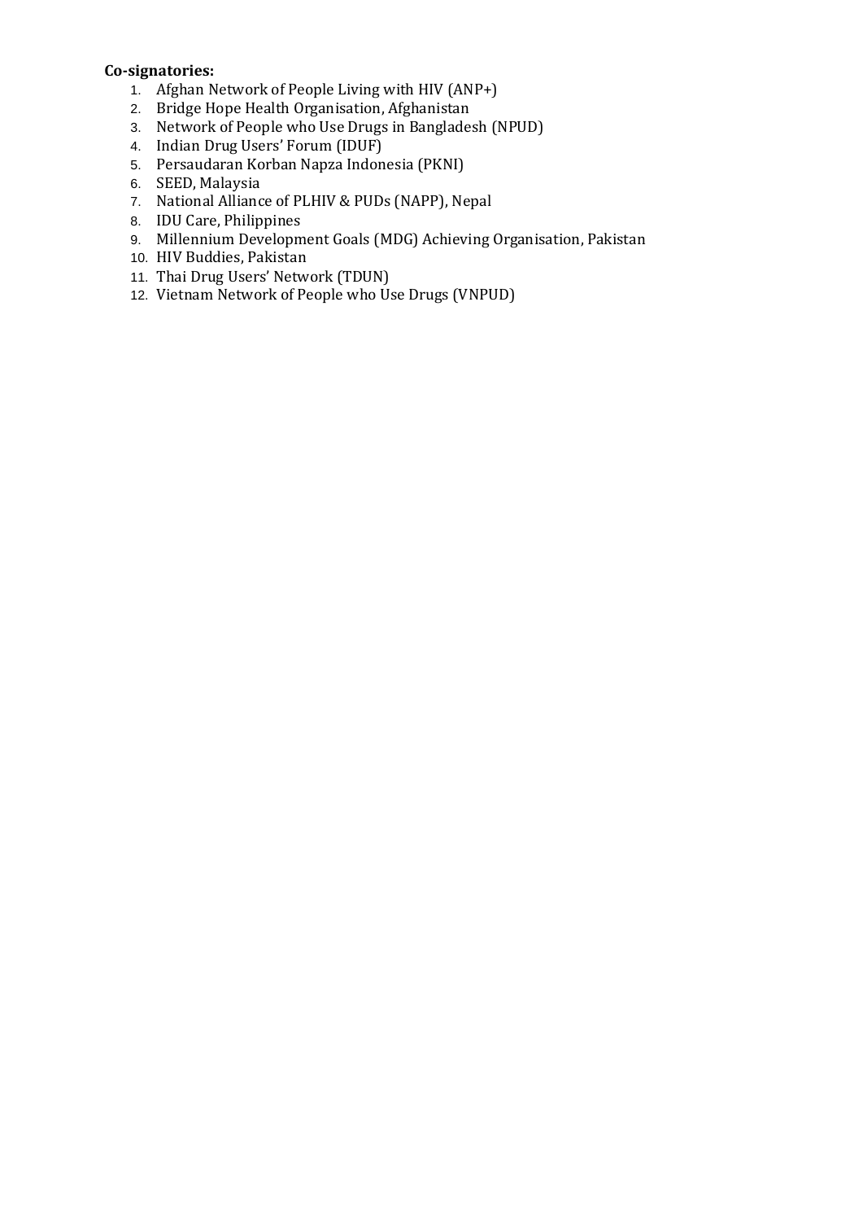**Co-signatories:**

1. Afghan Network of People Living with HIV (ANP+)
2. Bridge Hope Health Organisation, Afghanistan
3. Network of People who Use Drugs in Bangladesh (NPUD)
4. Indian Drug Users' Forum (IDUF)
5. Persaudaran Korban Napza Indonesia (PKNI)
6. SEED, Malaysia
7. National Alliance of PLHIV & PUDs (NAPP), Nepal
8. IDU Care, Philippines
9. Millennium Development Goals (MDG) Achieving Organisation, Pakistan
10. HIV Buddies, Pakistan
11. Thai Drug Users' Network (TDUN)
12. Vietnam Network of People who Use Drugs (VNPUD)